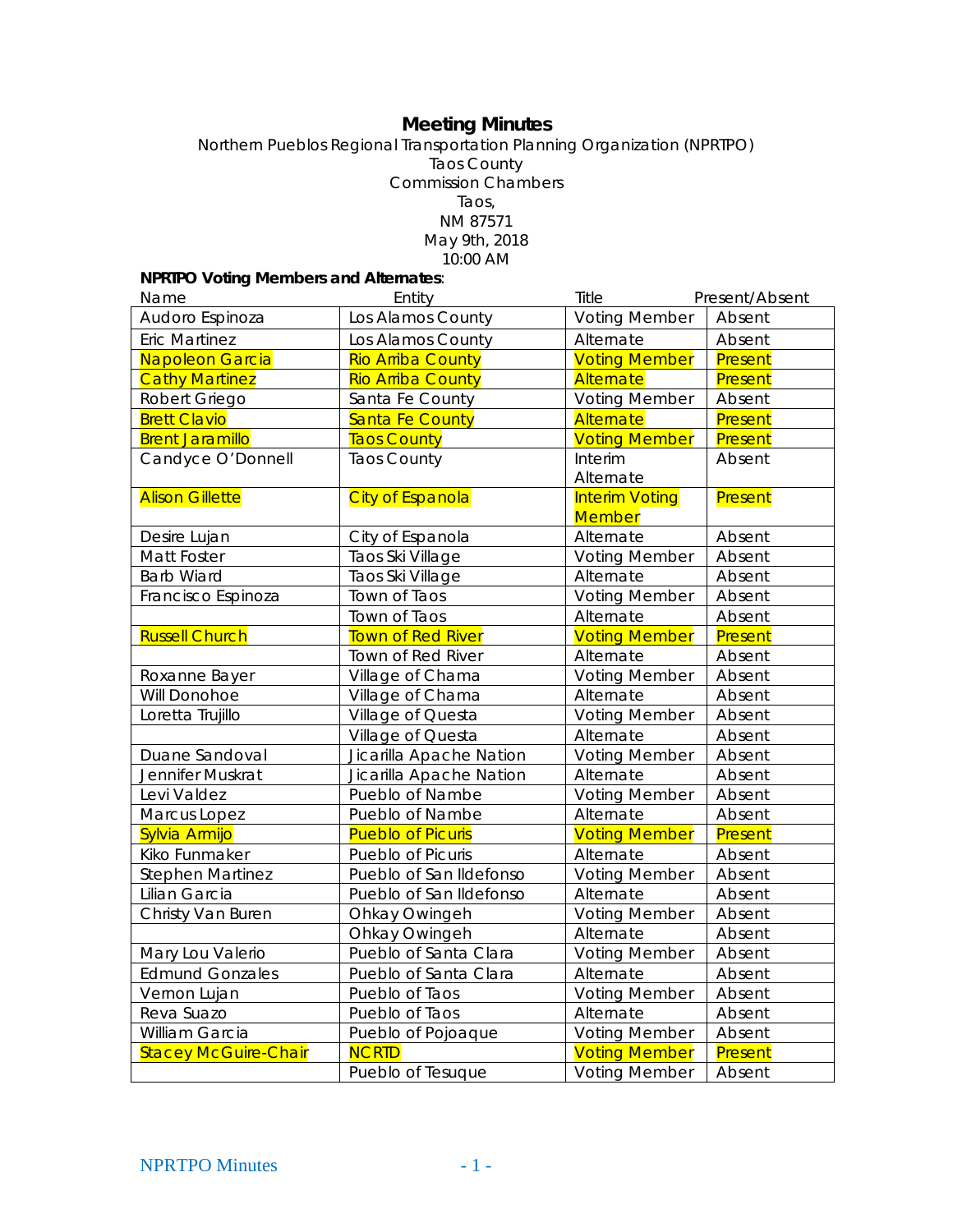# Meeting Minutes

Northern Pueblos Regional Transportation Planning Organization (NPRTPO)
Taos County
Commission Chambers
Taos,
NM 87571
May 9th, 2018
10:00 AM

**NPRTPO Voting Members and Alternates**:

| Name | Entity | Title | Present/Absent |
|---|---|---|---|
| Audoro Espinoza | Los Alamos County | Voting Member | Absent |
| Eric Martinez | Los Alamos County | Alternate | Absent |
| Napoleon Garcia | Rio Arriba County | Voting Member | Present |
| Cathy Martinez | Rio Arriba County | Alternate | Present |
| Robert Griego | Santa Fe County | Voting Member | Absent |
| Brett Clavio | Santa Fe County | Alternate | Present |
| Brent Jaramillo | Taos County | Voting Member | Present |
| Candyce O'Donnell | Taos County | Interim Alternate | Absent |
| Alison Gillette | City of Espanola | Interim Voting Member | Present |
| Desire Lujan | City of Espanola | Alternate | Absent |
| Matt Foster | Taos Ski Village | Voting Member | Absent |
| Barb Wiard | Taos Ski Village | Alternate | Absent |
| Francisco Espinoza | Town of Taos | Voting Member | Absent |
| | Town of Taos | Alternate | Absent |
| Russell Church | Town of Red River | Voting Member | Present |
| | Town of Red River | Alternate | Absent |
| Roxanne Bayer | Village of Chama | Voting Member | Absent |
| Will Donohoe | Village of Chama | Alternate | Absent |
| Loretta Trujillo | Village of Questa | Voting Member | Absent |
| | Village of Questa | Alternate | Absent |
| Duane Sandoval | Jicarilla Apache Nation | Voting Member | Absent |
| Jennifer Muskrat | Jicarilla Apache Nation | Alternate | Absent |
| Levi Valdez | Pueblo of Nambe | Voting Member | Absent |
| Marcus Lopez | Pueblo of Nambe | Alternate | Absent |
| Sylvia Armijo | Pueblo of Picuris | Voting Member | Present |
| Kiko Funmaker | Pueblo of Picuris | Alternate | Absent |
| Stephen Martinez | Pueblo of San Ildefonso | Voting Member | Absent |
| Lilian Garcia | Pueblo of San Ildefonso | Alternate | Absent |
| Christy Van Buren | Ohkay Owingeh | Voting Member | Absent |
| | Ohkay Owingeh | Alternate | Absent |
| Mary Lou Valerio | Pueblo of Santa Clara | Voting Member | Absent |
| Edmund Gonzales | Pueblo of Santa Clara | Alternate | Absent |
| Vernon Lujan | Pueblo of Taos | Voting Member | Absent |
| Reva Suazo | Pueblo of Taos | Alternate | Absent |
| William Garcia | Pueblo of Pojoaque | Voting Member | Absent |
| Stacey McGuire-Chair | NCRTD | Voting Member | Present |
| | Pueblo of Tesuque | Voting Member | Absent |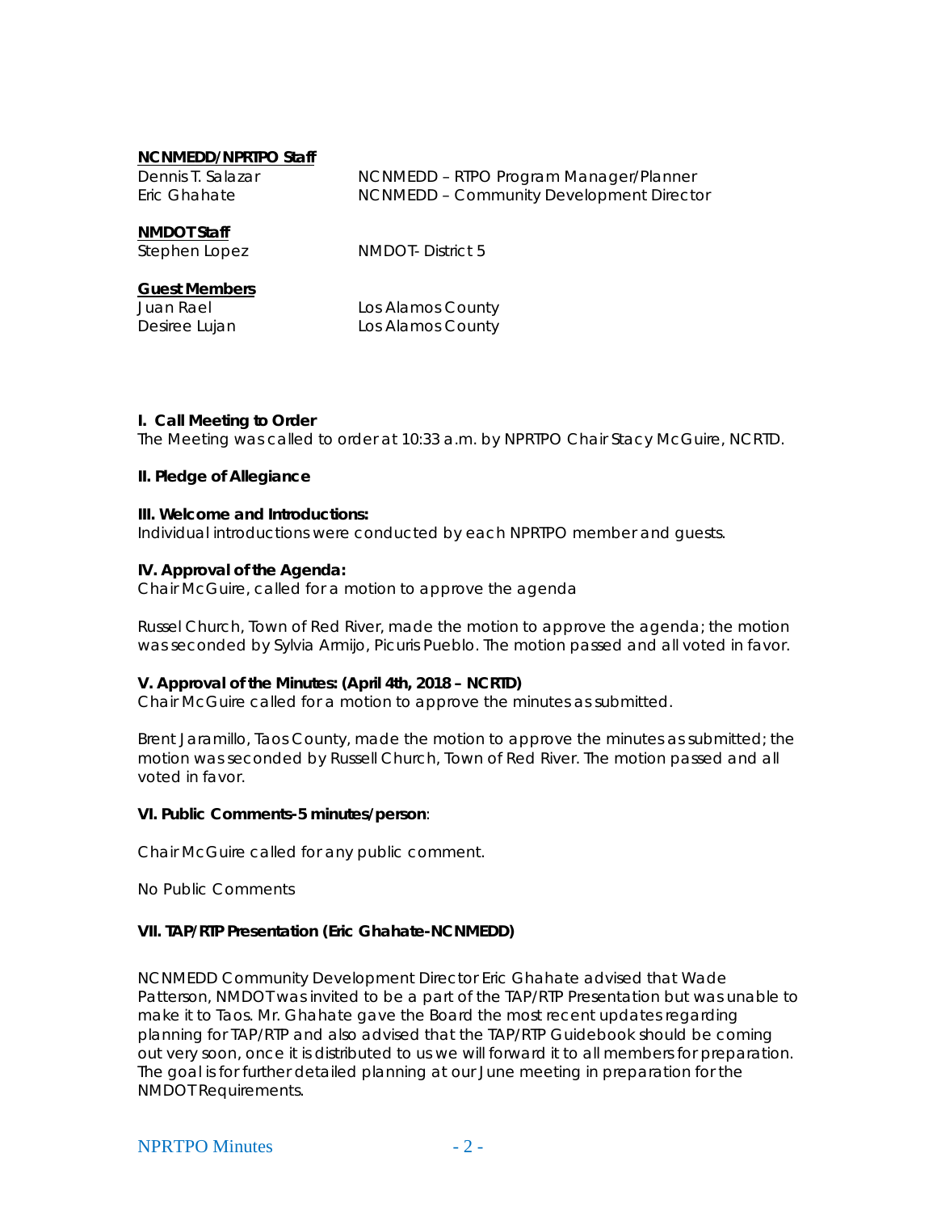**NCNMEDD/NPRTPO Staff**

| | |
|---|---|
| Dennis T. Salazar | NCNMEDD – RTPO Program Manager/Planner |
| Eric Ghahate | NCNMEDD – Community Development Director |

**NMDOT Staff**

| | |
|---|---|
| Stephen Lopez | NMDOT- District 5 |

**Guest Members**

| | |
|---|---|
| Juan Rael | Los Alamos County |
| Desiree Lujan | Los Alamos County |

**I. Call Meeting to Order**

The Meeting was called to order at 10:33 a.m. by NPRTPO Chair Stacy McGuire, NCRTD.

**II. Pledge of Allegiance**

**III. Welcome and Introductions:**

Individual introductions were conducted by each NPRTPO member and guests.

**IV. Approval of the Agenda:**

Chair McGuire, called for a motion to approve the agenda

Russel Church, Town of Red River, made the motion to approve the agenda; the motion was seconded by Sylvia Armijo, Picuris Pueblo. The motion passed and all voted in favor.

**V. Approval of the Minutes: (April 4th, 2018 – NCRTD)**

Chair McGuire called for a motion to approve the minutes as submitted.

Brent Jaramillo, Taos County, made the motion to approve the minutes as submitted; the motion was seconded by Russell Church, Town of Red River. The motion passed and all voted in favor.

**VI. Public Comments-5 minutes/person**:

Chair McGuire called for any public comment.

No Public Comments

**VII. TAP/RTP Presentation (Eric Ghahate-NCNMEDD)**

NCNMEDD Community Development Director Eric Ghahate advised that Wade Patterson, NMDOT was invited to be a part of the TAP/RTP Presentation but was unable to make it to Taos. Mr. Ghahate gave the Board the most recent updates regarding planning for TAP/RTP and also advised that the TAP/RTP Guidebook should be coming out very soon, once it is distributed to us we will forward it to all members for preparation. The goal is for further detailed planning at our June meeting in preparation for the NMDOT Requirements.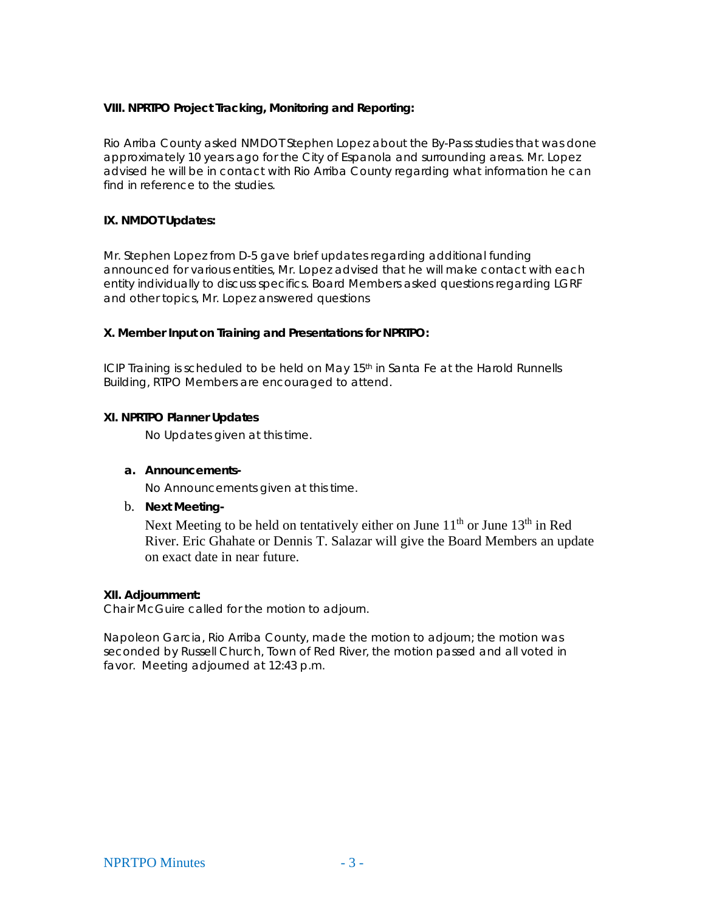**VIII. NPRTPO Project Tracking, Monitoring and Reporting:**

Rio Arriba County asked NMDOT Stephen Lopez about the By-Pass studies that was done approximately 10 years ago for the City of Espanola and surrounding areas. Mr. Lopez advised he will be in contact with Rio Arriba County regarding what information he can find in reference to the studies.

**IX. NMDOT Updates:**

Mr. Stephen Lopez from D-5 gave brief updates regarding additional funding announced for various entities, Mr. Lopez advised that he will make contact with each entity individually to discuss specifics. Board Members asked questions regarding LGRF and other topics, Mr. Lopez answered questions

**X. Member Input on Training and Presentations for NPRTPO:**

ICIP Training is scheduled to be held on May 15th in Santa Fe at the Harold Runnells Building, RTPO Members are encouraged to attend.

**XI. NPRTPO Planner Updates**

No Updates given at this time.

**a. Announcements-**

No Announcements given at this time.

b. **Next Meeting-**

Next Meeting to be held on tentatively either on June 11th or June 13th in Red River. Eric Ghahate or Dennis T. Salazar will give the Board Members an update on exact date in near future.

**XII. Adjournment:**

Chair McGuire called for the motion to adjourn.

Napoleon Garcia, Rio Arriba County, made the motion to adjourn; the motion was seconded by Russell Church, Town of Red River, the motion passed and all voted in favor. Meeting adjourned at 12:43 p.m.